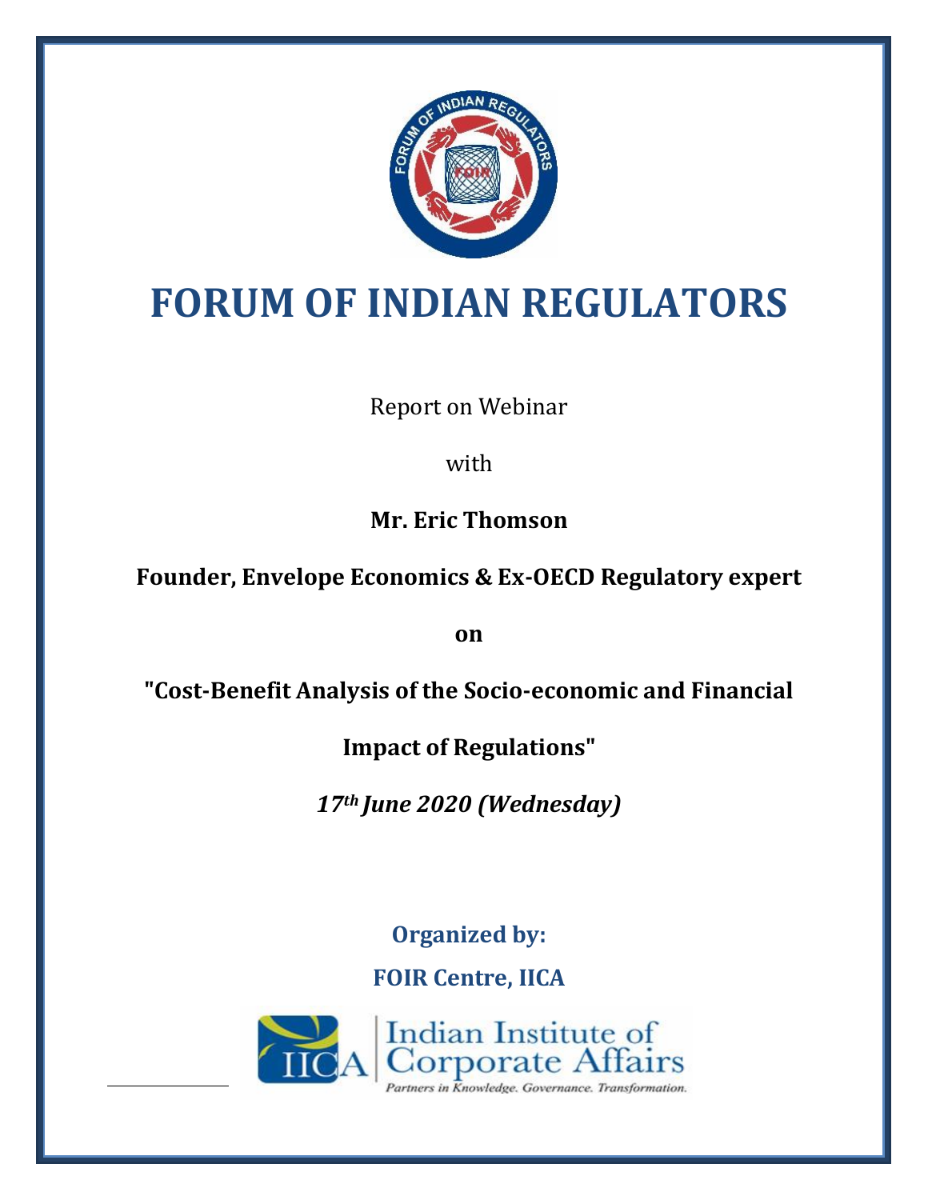# FORUM OF INDIAN REGULATORS

Report on Webinar

with

**Mr. Eric Thomson**

**Founder, Envelope Economics & Ex-OECD Regulatory expert**

**on**

**"Cost-Benefit Analysis of the Socio-economic and Financial Impact of Regulations"**

***17th June 2020 (Wednesday)***

**Organized by:**

**FOIR Centre, IICA**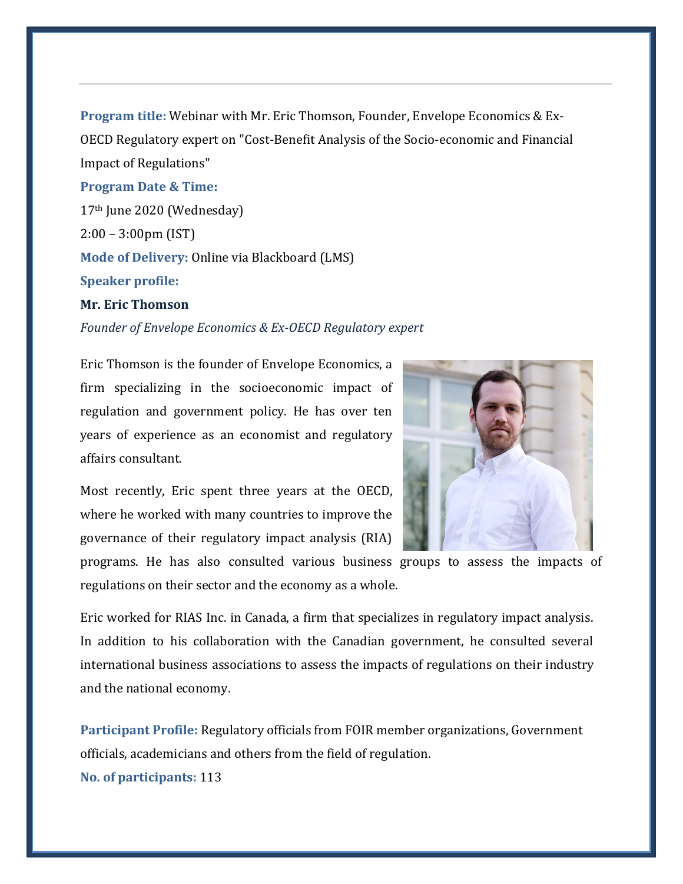**Program title:** Webinar with Mr. Eric Thomson, Founder, Envelope Economics & Ex-OECD Regulatory expert on "Cost-Benefit Analysis of the Socio-economic and Financial Impact of Regulations"

**Program Date & Time:**

17th June 2020 (Wednesday)

2:00 – 3:00pm (IST)

**Mode of Delivery:** Online via Blackboard (LMS)

**Speaker profile:**

**Mr. Eric Thomson**

*Founder of Envelope Economics & Ex-OECD Regulatory expert*

Eric Thomson is the founder of Envelope Economics, a firm specializing in the socioeconomic impact of regulation and government policy. He has over ten years of experience as an economist and regulatory affairs consultant.

Most recently, Eric spent three years at the OECD, where he worked with many countries to improve the governance of their regulatory impact analysis (RIA) programs. He has also consulted various business groups to assess the impacts of regulations on their sector and the economy as a whole.

Eric worked for RIAS Inc. in Canada, a firm that specializes in regulatory impact analysis. In addition to his collaboration with the Canadian government, he consulted several international business associations to assess the impacts of regulations on their industry and the national economy.

**Participant Profile:** Regulatory officials from FOIR member organizations, Government officials, academicians and others from the field of regulation.

**No. of participants:** 113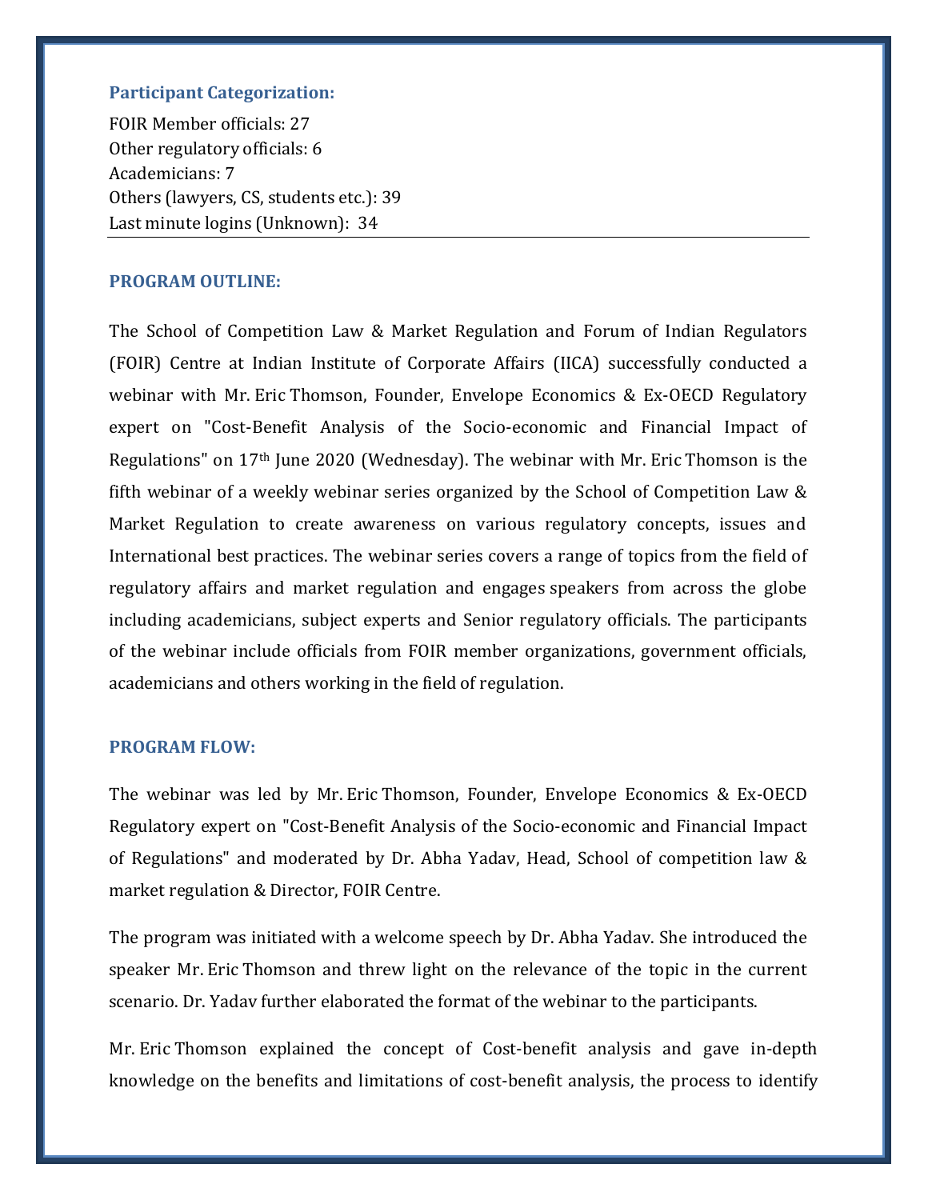### Participant Categorization:

FOIR Member officials: 27
Other regulatory officials: 6
Academicians: 7
Others (lawyers, CS, students etc.): 39
Last minute logins (Unknown): 34

---

### PROGRAM OUTLINE:

The School of Competition Law & Market Regulation and Forum of Indian Regulators (FOIR) Centre at Indian Institute of Corporate Affairs (IICA) successfully conducted a webinar with Mr. Eric Thomson, Founder, Envelope Economics & Ex-OECD Regulatory expert on "Cost-Benefit Analysis of the Socio-economic and Financial Impact of Regulations" on 17th June 2020 (Wednesday). The webinar with Mr. Eric Thomson is the fifth webinar of a weekly webinar series organized by the School of Competition Law & Market Regulation to create awareness on various regulatory concepts, issues and International best practices. The webinar series covers a range of topics from the field of regulatory affairs and market regulation and engages speakers from across the globe including academicians, subject experts and Senior regulatory officials. The participants of the webinar include officials from FOIR member organizations, government officials, academicians and others working in the field of regulation.

### PROGRAM FLOW:

The webinar was led by Mr. Eric Thomson, Founder, Envelope Economics & Ex-OECD Regulatory expert on "Cost-Benefit Analysis of the Socio-economic and Financial Impact of Regulations" and moderated by Dr. Abha Yadav, Head, School of competition law & market regulation & Director, FOIR Centre.

The program was initiated with a welcome speech by Dr. Abha Yadav. She introduced the speaker Mr. Eric Thomson and threw light on the relevance of the topic in the current scenario. Dr. Yadav further elaborated the format of the webinar to the participants.

Mr. Eric Thomson explained the concept of Cost-benefit analysis and gave in-depth knowledge on the benefits and limitations of cost-benefit analysis, the process to identify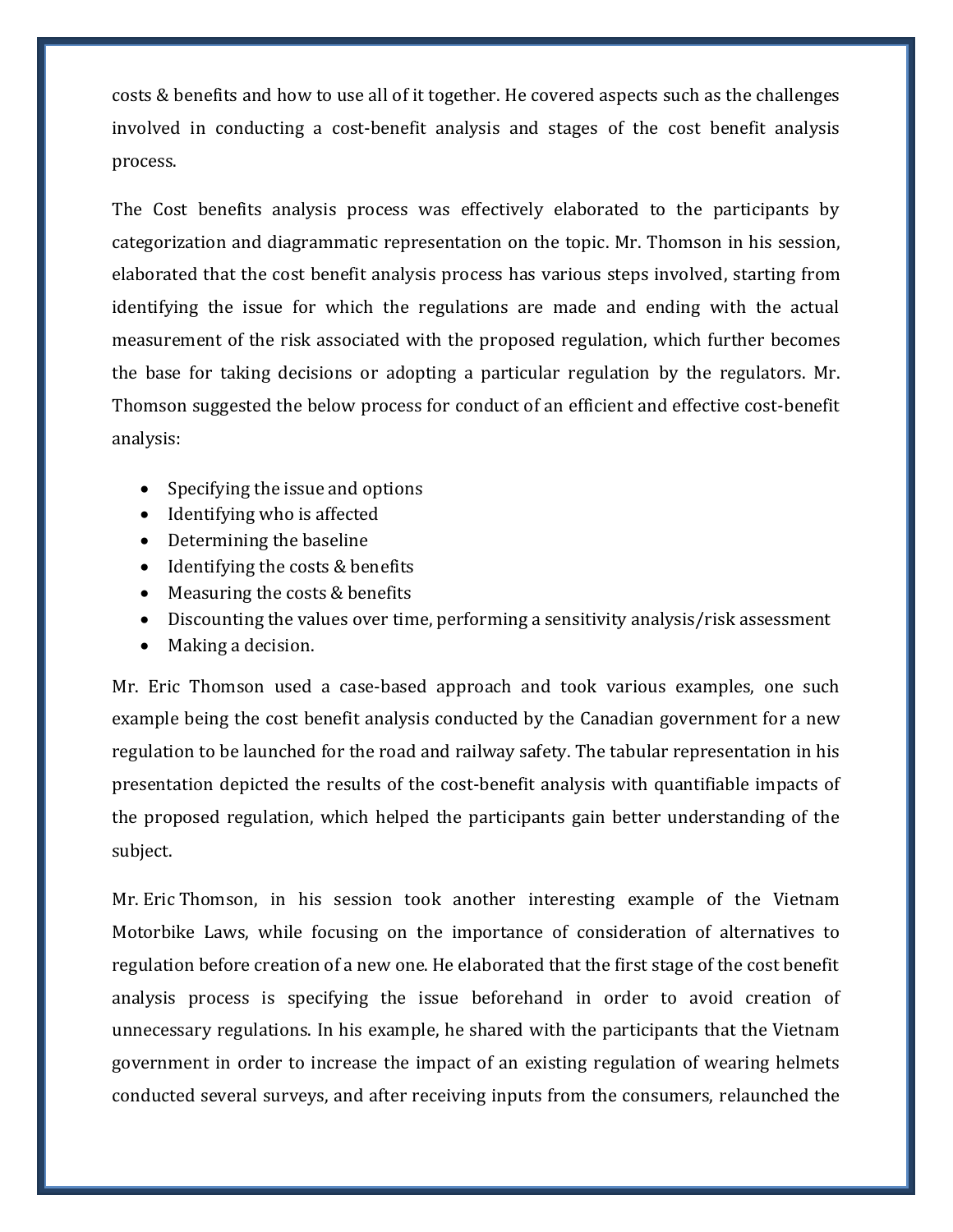costs & benefits and how to use all of it together. He covered aspects such as the challenges involved in conducting a cost-benefit analysis and stages of the cost benefit analysis process.

The Cost benefits analysis process was effectively elaborated to the participants by categorization and diagrammatic representation on the topic. Mr. Thomson in his session, elaborated that the cost benefit analysis process has various steps involved, starting from identifying the issue for which the regulations are made and ending with the actual measurement of the risk associated with the proposed regulation, which further becomes the base for taking decisions or adopting a particular regulation by the regulators. Mr. Thomson suggested the below process for conduct of an efficient and effective cost-benefit analysis:

- Specifying the issue and options
- Identifying who is affected
- Determining the baseline
- Identifying the costs & benefits
- Measuring the costs & benefits
- Discounting the values over time, performing a sensitivity analysis/risk assessment
- Making a decision.

Mr. Eric Thomson used a case-based approach and took various examples, one such example being the cost benefit analysis conducted by the Canadian government for a new regulation to be launched for the road and railway safety. The tabular representation in his presentation depicted the results of the cost-benefit analysis with quantifiable impacts of the proposed regulation, which helped the participants gain better understanding of the subject.

Mr. Eric Thomson, in his session took another interesting example of the Vietnam Motorbike Laws, while focusing on the importance of consideration of alternatives to regulation before creation of a new one. He elaborated that the first stage of the cost benefit analysis process is specifying the issue beforehand in order to avoid creation of unnecessary regulations. In his example, he shared with the participants that the Vietnam government in order to increase the impact of an existing regulation of wearing helmets conducted several surveys, and after receiving inputs from the consumers, relaunched the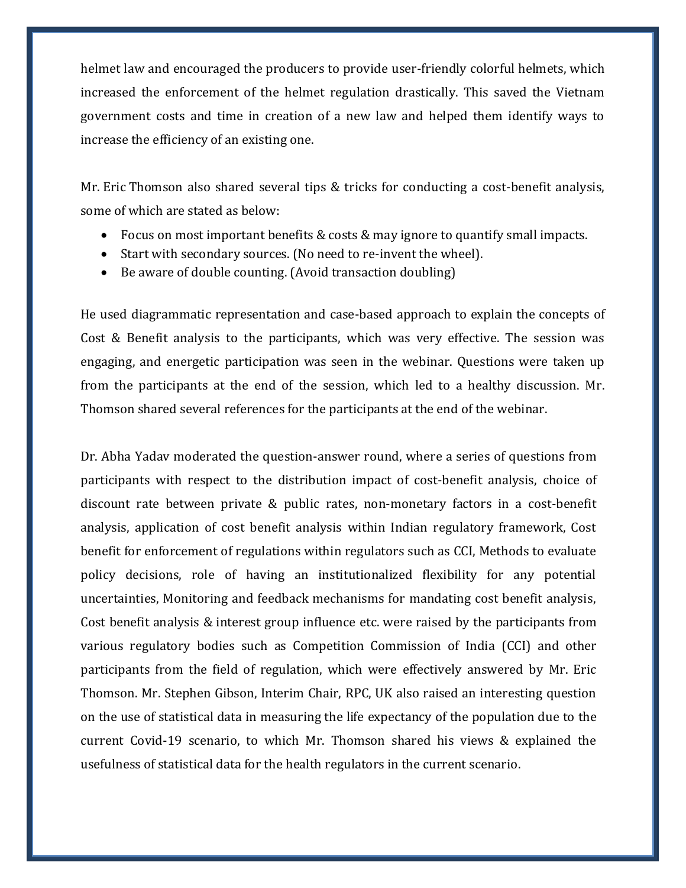helmet law and encouraged the producers to provide user-friendly colorful helmets, which increased the enforcement of the helmet regulation drastically. This saved the Vietnam government costs and time in creation of a new law and helped them identify ways to increase the efficiency of an existing one.

Mr. Eric Thomson also shared several tips & tricks for conducting a cost-benefit analysis, some of which are stated as below:

- Focus on most important benefits & costs & may ignore to quantify small impacts.
- Start with secondary sources. (No need to re-invent the wheel).
- Be aware of double counting. (Avoid transaction doubling)

He used diagrammatic representation and case-based approach to explain the concepts of Cost & Benefit analysis to the participants, which was very effective. The session was engaging, and energetic participation was seen in the webinar. Questions were taken up from the participants at the end of the session, which led to a healthy discussion. Mr. Thomson shared several references for the participants at the end of the webinar.

Dr. Abha Yadav moderated the question-answer round, where a series of questions from participants with respect to the distribution impact of cost-benefit analysis, choice of discount rate between private & public rates, non-monetary factors in a cost-benefit analysis, application of cost benefit analysis within Indian regulatory framework, Cost benefit for enforcement of regulations within regulators such as CCI, Methods to evaluate policy decisions, role of having an institutionalized flexibility for any potential uncertainties, Monitoring and feedback mechanisms for mandating cost benefit analysis, Cost benefit analysis & interest group influence etc. were raised by the participants from various regulatory bodies such as Competition Commission of India (CCI) and other participants from the field of regulation, which were effectively answered by Mr. Eric Thomson. Mr. Stephen Gibson, Interim Chair, RPC, UK also raised an interesting question on the use of statistical data in measuring the life expectancy of the population due to the current Covid-19 scenario, to which Mr. Thomson shared his views & explained the usefulness of statistical data for the health regulators in the current scenario.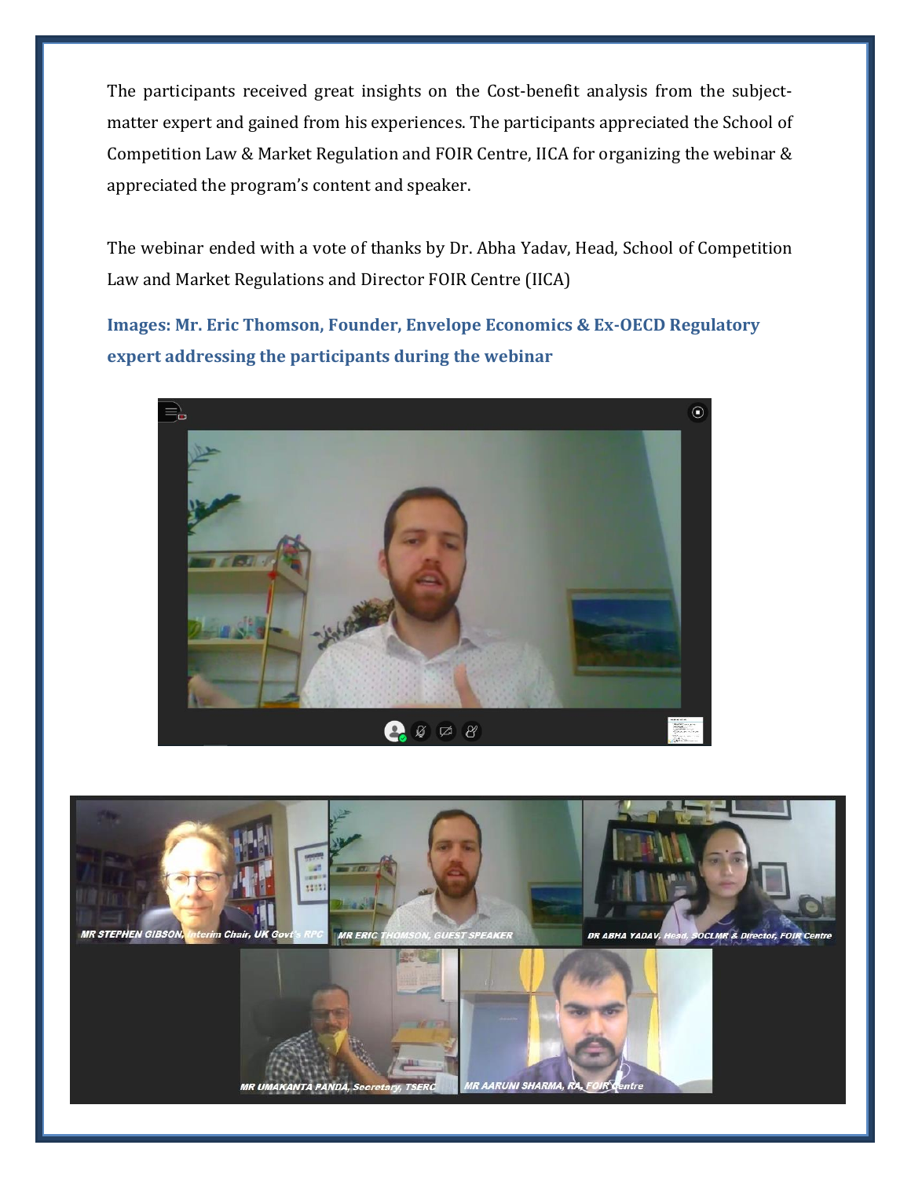The participants received great insights on the Cost-benefit analysis from the subject-matter expert and gained from his experiences. The participants appreciated the School of Competition Law & Market Regulation and FOIR Centre, IICA for organizing the webinar & appreciated the program's content and speaker.

The webinar ended with a vote of thanks by Dr. Abha Yadav, Head, School of Competition Law and Market Regulations and Director FOIR Centre (IICA)

**Images: Mr. Eric Thomson, Founder, Envelope Economics & Ex-OECD Regulatory expert addressing the participants during the webinar**